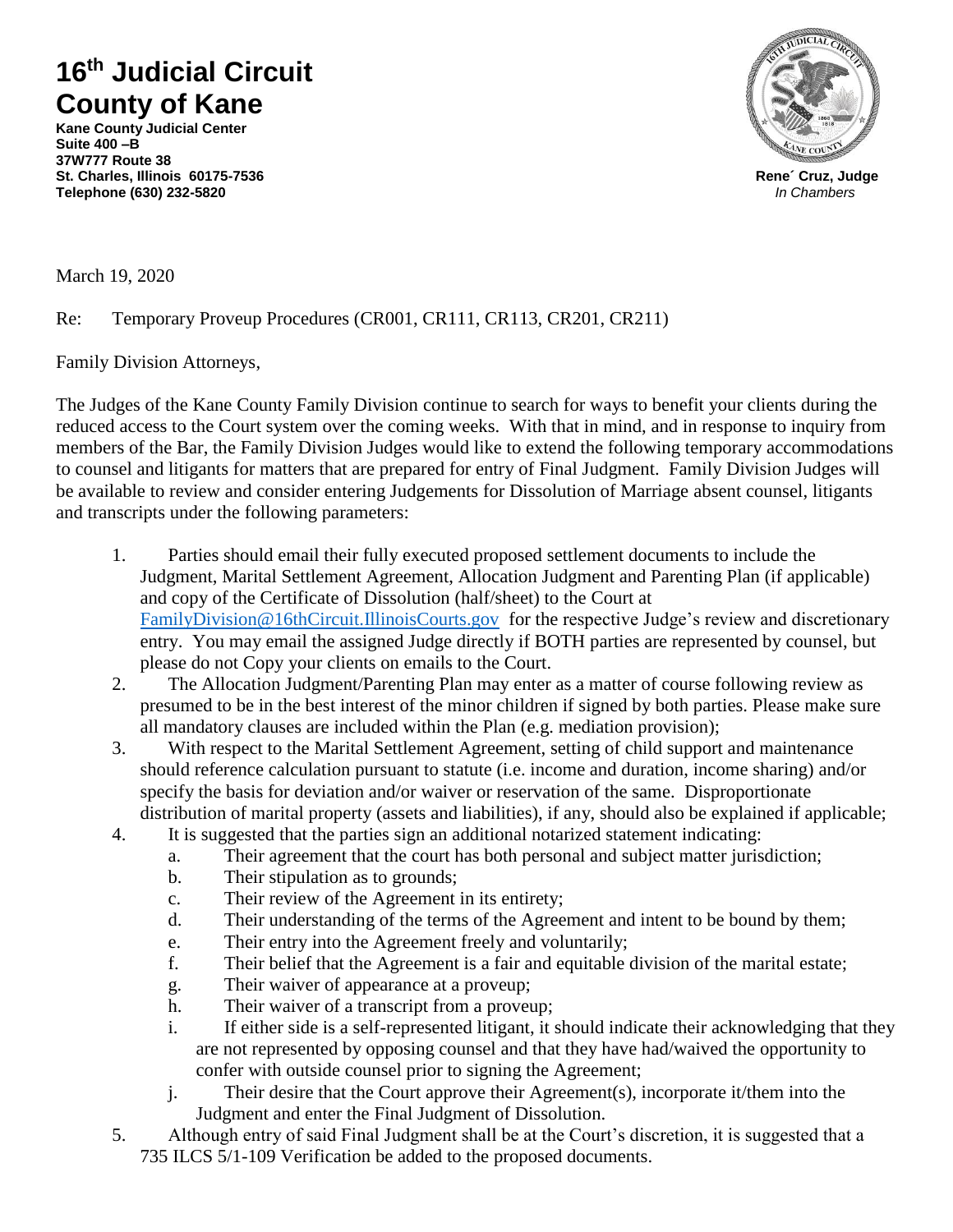# 16th Judicial Circuit
# County of Kane

**Kane County Judicial Center**
**Suite 400 –B**
**37W777 Route 38**
**St. Charles, Illinois 60175-7536**
**Telephone (630) 232-5820**

**Rene´ Cruz, Judge**
*In Chambers*

March 19, 2020

Re: Temporary Proveup Procedures (CR001, CR111, CR113, CR201, CR211)

Family Division Attorneys,

The Judges of the Kane County Family Division continue to search for ways to benefit your clients during the reduced access to the Court system over the coming weeks. With that in mind, and in response to inquiry from members of the Bar, the Family Division Judges would like to extend the following temporary accommodations to counsel and litigants for matters that are prepared for entry of Final Judgment. Family Division Judges will be available to review and consider entering Judgements for Dissolution of Marriage absent counsel, litigants and transcripts under the following parameters:

1. Parties should email their fully executed proposed settlement documents to include the Judgment, Marital Settlement Agreement, Allocation Judgment and Parenting Plan (if applicable) and copy of the Certificate of Dissolution (half/sheet) to the Court at FamilyDivision@16thCircuit.IllinoisCourts.gov for the respective Judge's review and discretionary entry. You may email the assigned Judge directly if BOTH parties are represented by counsel, but please do not Copy your clients on emails to the Court.
2. The Allocation Judgment/Parenting Plan may enter as a matter of course following review as presumed to be in the best interest of the minor children if signed by both parties. Please make sure all mandatory clauses are included within the Plan (e.g. mediation provision);
3. With respect to the Marital Settlement Agreement, setting of child support and maintenance should reference calculation pursuant to statute (i.e. income and duration, income sharing) and/or specify the basis for deviation and/or waiver or reservation of the same. Disproportionate distribution of marital property (assets and liabilities), if any, should also be explained if applicable;
4. It is suggested that the parties sign an additional notarized statement indicating:
   a. Their agreement that the court has both personal and subject matter jurisdiction;
   b. Their stipulation as to grounds;
   c. Their review of the Agreement in its entirety;
   d. Their understanding of the terms of the Agreement and intent to be bound by them;
   e. Their entry into the Agreement freely and voluntarily;
   f. Their belief that the Agreement is a fair and equitable division of the marital estate;
   g. Their waiver of appearance at a proveup;
   h. Their waiver of a transcript from a proveup;
   i. If either side is a self-represented litigant, it should indicate their acknowledging that they are not represented by opposing counsel and that they have had/waived the opportunity to confer with outside counsel prior to signing the Agreement;
   j. Their desire that the Court approve their Agreement(s), incorporate it/them into the Judgment and enter the Final Judgment of Dissolution.
5. Although entry of said Final Judgment shall be at the Court's discretion, it is suggested that a 735 ILCS 5/1-109 Verification be added to the proposed documents.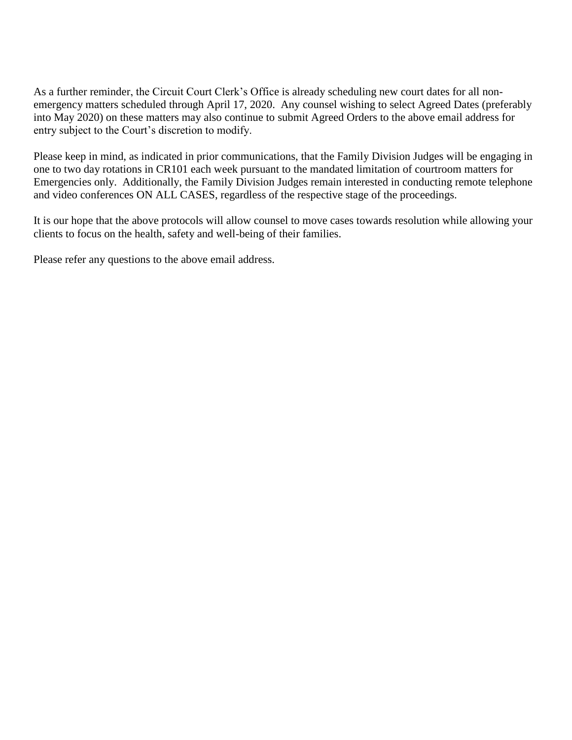As a further reminder, the Circuit Court Clerk's Office is already scheduling new court dates for all non-emergency matters scheduled through April 17, 2020. Any counsel wishing to select Agreed Dates (preferably into May 2020) on these matters may also continue to submit Agreed Orders to the above email address for entry subject to the Court's discretion to modify.

Please keep in mind, as indicated in prior communications, that the Family Division Judges will be engaging in one to two day rotations in CR101 each week pursuant to the mandated limitation of courtroom matters for Emergencies only. Additionally, the Family Division Judges remain interested in conducting remote telephone and video conferences ON ALL CASES, regardless of the respective stage of the proceedings.

It is our hope that the above protocols will allow counsel to move cases towards resolution while allowing your clients to focus on the health, safety and well-being of their families.

Please refer any questions to the above email address.